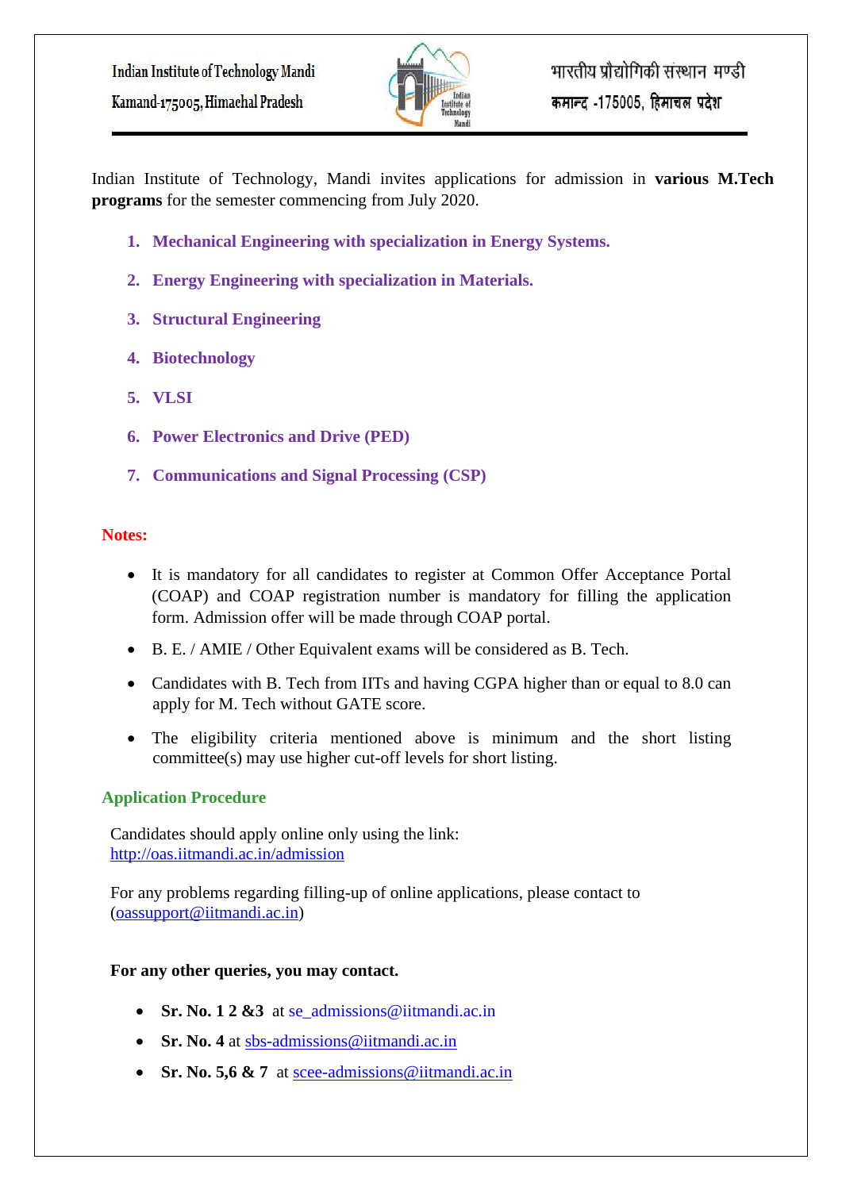Indian Institute of Technology Mandi
Kamand-175005, Himachal Pradesh

भारतीय प्रौद्योगिकी संस्थान मण्डी
कमान्द -175005, हिमाचल प्रदेश

Indian Institute of Technology, Mandi invites applications for admission in **various M.Tech programs** for the semester commencing from July 2020.

1. **Mechanical Engineering with specialization in Energy Systems.**
2. **Energy Engineering with specialization in Materials.**
3. **Structural Engineering**
4. **Biotechnology**
5. **VLSI**
6. **Power Electronics and Drive (PED)**
7. **Communications and Signal Processing (CSP)**

**Notes:**

- It is mandatory for all candidates to register at Common Offer Acceptance Portal (COAP) and COAP registration number is mandatory for filling the application form. Admission offer will be made through COAP portal.
- B. E. / AMIE / Other Equivalent exams will be considered as B. Tech.
- Candidates with B. Tech from IITs and having CGPA higher than or equal to 8.0 can apply for M. Tech without GATE score.
- The eligibility criteria mentioned above is minimum and the short listing committee(s) may use higher cut-off levels for short listing.

## Application Procedure

Candidates should apply online only using the link:
http://oas.iitmandi.ac.in/admission

For any problems regarding filling-up of online applications, please contact to (oassupport@iitmandi.ac.in)

**For any other queries, you may contact.**

- **Sr. No. 1 2 &3** at se_admissions@iitmandi.ac.in
- **Sr. No. 4** at sbs-admissions@iitmandi.ac.in
- **Sr. No. 5,6 & 7** at scee-admissions@iitmandi.ac.in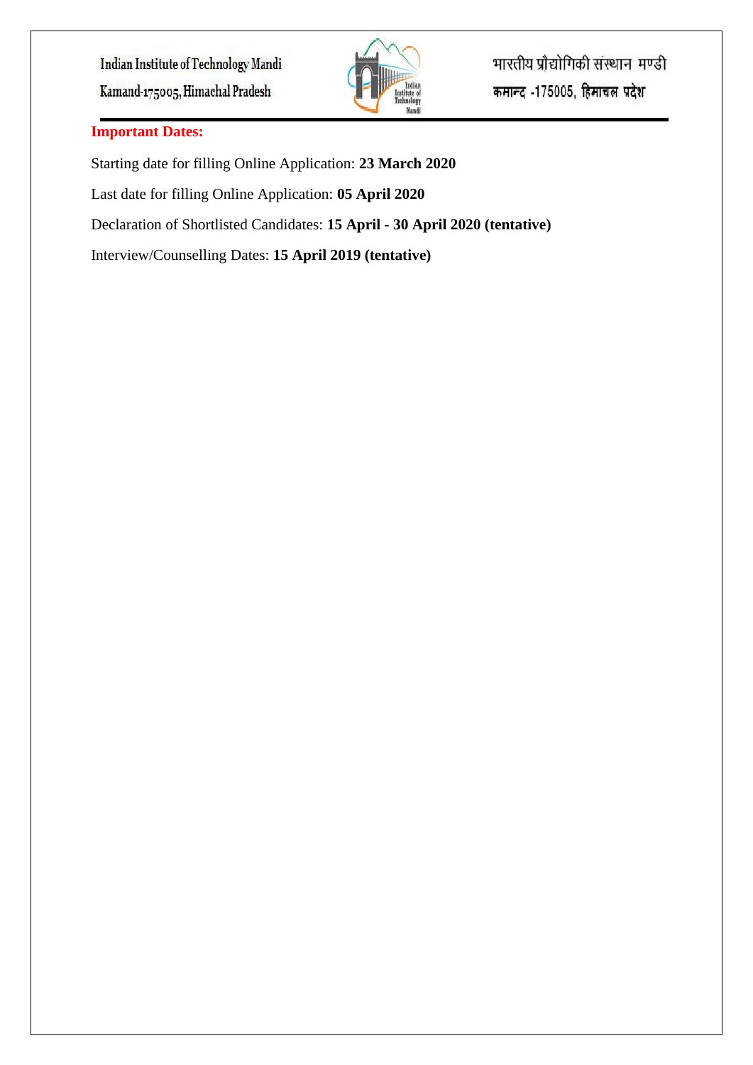**Important Dates:**

Starting date for filling Online Application: **23 March 2020**

Last date for filling Online Application: **05 April 2020**

Declaration of Shortlisted Candidates: **15 April - 30 April 2020 (tentative)**

Interview/Counselling Dates: **15 April 2019 (tentative)**